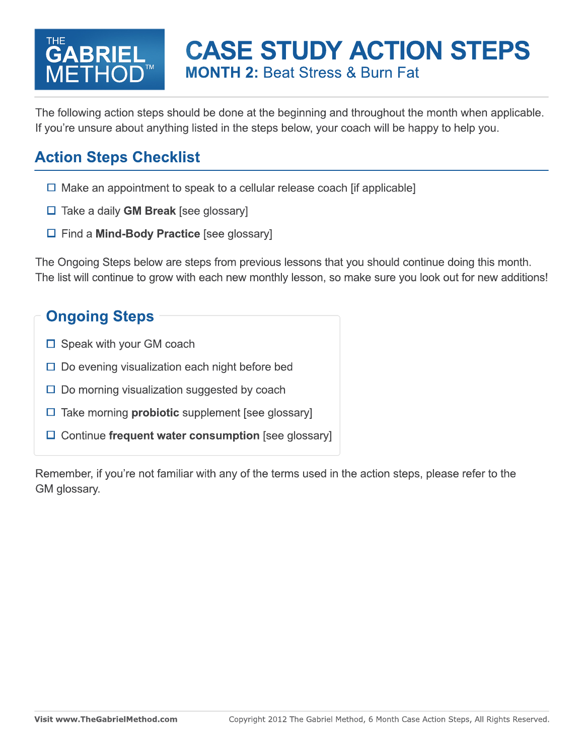THE GABRIEL METHOD™

# CASE STUDY ACTION STEPS

**MONTH 2:** Beat Stress & Burn Fat

The following action steps should be done at the beginning and throughout the month when applicable. If you're unsure about anything listed in the steps below, your coach will be happy to help you.

## Action Steps Checklist

- ☐ Make an appointment to speak to a cellular release coach [if applicable]
- ☐ Take a daily **GM Break** [see glossary]
- ☐ Find a **Mind-Body Practice** [see glossary]

The Ongoing Steps below are steps from previous lessons that you should continue doing this month. The list will continue to grow with each new monthly lesson, so make sure you look out for new additions!

## Ongoing Steps

- ☐ Speak with your GM coach
- ☐ Do evening visualization each night before bed
- ☐ Do morning visualization suggested by coach
- ☐ Take morning **probiotic** supplement [see glossary]
- ☐ Continue **frequent water consumption** [see glossary]

Remember, if you're not familiar with any of the terms used in the action steps, please refer to the GM glossary.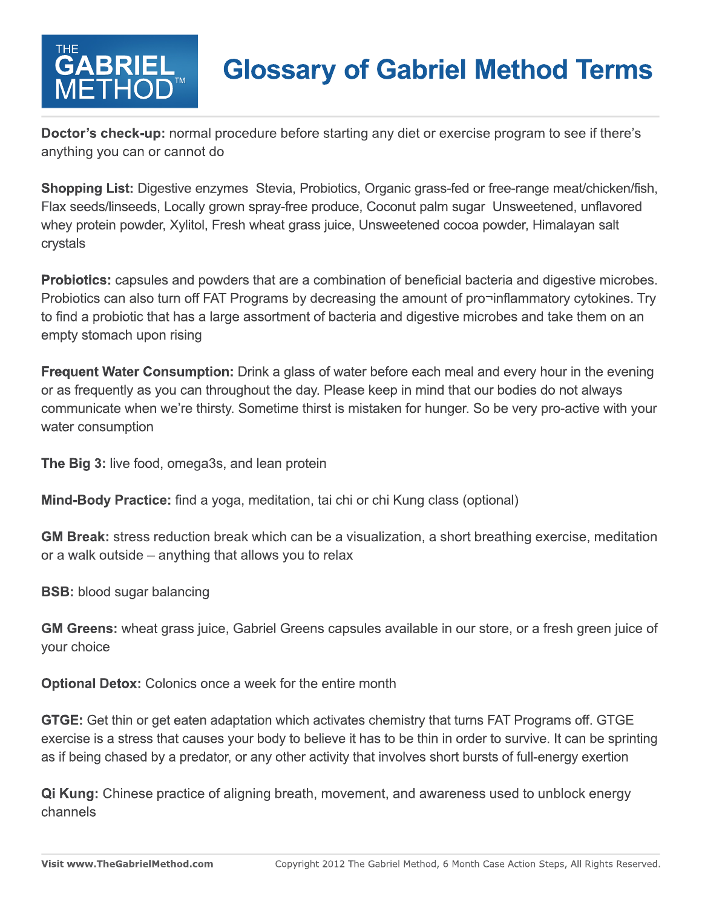# Glossary of Gabriel Method Terms

**Doctor's check-up:** normal procedure before starting any diet or exercise program to see if there's anything you can or cannot do

**Shopping List:** Digestive enzymes  Stevia, Probiotics, Organic grass-fed or free-range meat/chicken/fish, Flax seeds/linseeds, Locally grown spray-free produce, Coconut palm sugar  Unsweetened, unflavored whey protein powder, Xylitol, Fresh wheat grass juice, Unsweetened cocoa powder, Himalayan salt crystals

**Probiotics:** capsules and powders that are a combination of beneficial bacteria and digestive microbes. Probiotics can also turn off FAT Programs by decreasing the amount of pro¬inflammatory cytokines. Try to find a probiotic that has a large assortment of bacteria and digestive microbes and take them on an empty stomach upon rising

**Frequent Water Consumption:** Drink a glass of water before each meal and every hour in the evening or as frequently as you can throughout the day. Please keep in mind that our bodies do not always communicate when we're thirsty. Sometime thirst is mistaken for hunger. So be very pro-active with your water consumption

**The Big 3:** live food, omega3s, and lean protein

**Mind-Body Practice:** find a yoga, meditation, tai chi or chi Kung class (optional)

**GM Break:** stress reduction break which can be a visualization, a short breathing exercise, meditation or a walk outside – anything that allows you to relax

**BSB:** blood sugar balancing

**GM Greens:** wheat grass juice, Gabriel Greens capsules available in our store, or a fresh green juice of your choice

**Optional Detox:** Colonics once a week for the entire month

**GTGE:** Get thin or get eaten adaptation which activates chemistry that turns FAT Programs off. GTGE exercise is a stress that causes your body to believe it has to be thin in order to survive. It can be sprinting as if being chased by a predator, or any other activity that involves short bursts of full-energy exertion

**Qi Kung:** Chinese practice of aligning breath, movement, and awareness used to unblock energy channels

Visit www.TheGabrielMethod.com    Copyright 2012 The Gabriel Method, 6 Month Case Action Steps, All Rights Reserved.